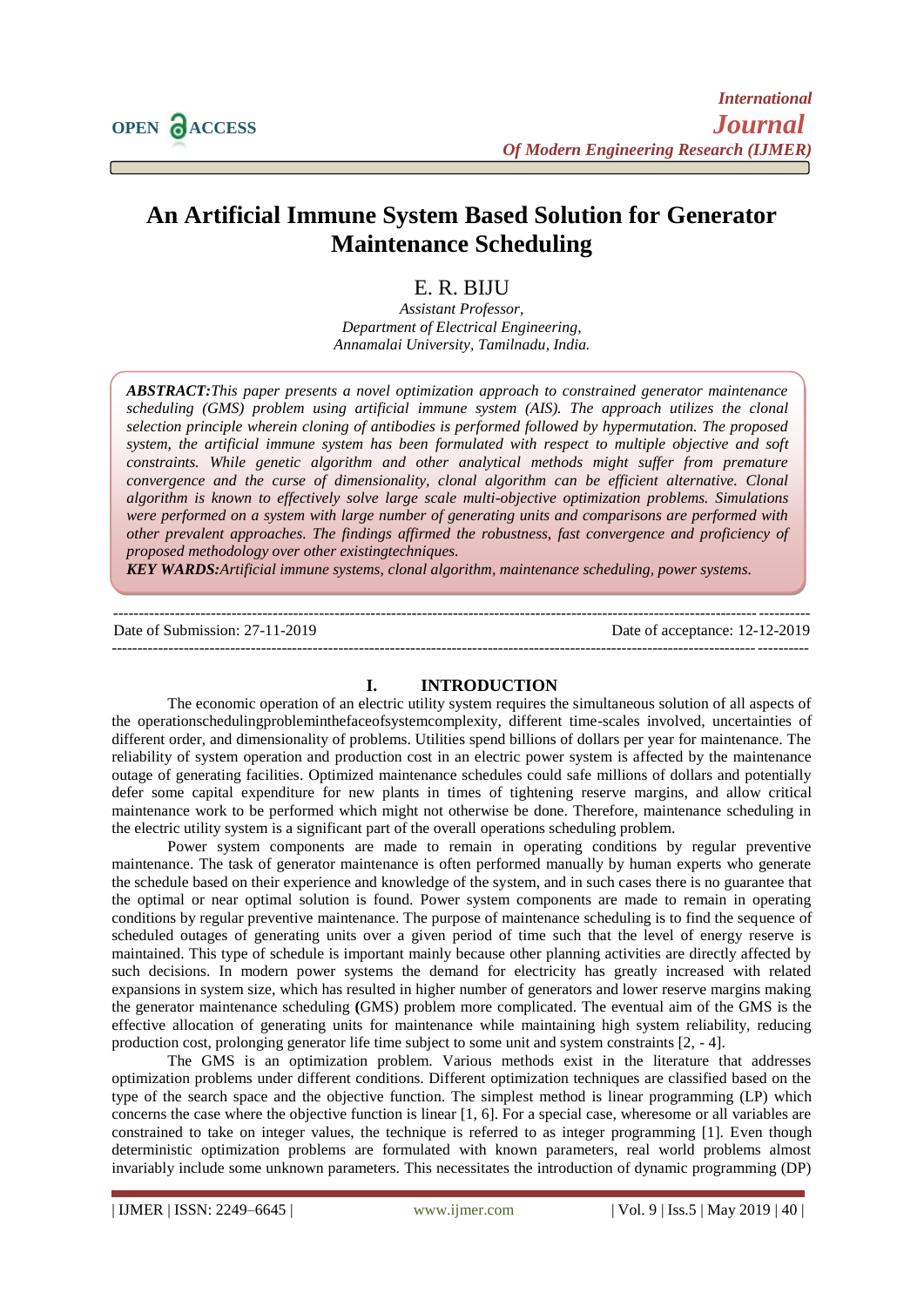# An Artificial Immune System Based Solution for Generator Maintenance Scheduling

E. R. BIJU

*Assistant Professor,*
*Department of Electrical Engineering,*
*Annamalai University, Tamilnadu, India.*

***ABSTRACT:****This paper presents a novel optimization approach to constrained generator maintenance scheduling (GMS) problem using artificial immune system (AIS). The approach utilizes the clonal selection principle wherein cloning of antibodies is performed followed by hypermutation. The proposed system, the artificial immune system has been formulated with respect to multiple objective and soft constraints. While genetic algorithm and other analytical methods might suffer from premature convergence and the curse of dimensionality, clonal algorithm can be efficient alternative. Clonal algorithm is known to effectively solve large scale multi-objective optimization problems. Simulations were performed on a system with large number of generating units and comparisons are performed with other prevalent approaches. The findings affirmed the robustness, fast convergence and proficiency of proposed methodology over other existingtechniques.*

***KEY WARDS:****Artificial immune systems, clonal algorithm, maintenance scheduling, power systems.*

Date of Submission: 27-11-2019 | Date of acceptance: 12-12-2019

## I. INTRODUCTION

The economic operation of an electric utility system requires the simultaneous solution of all aspects of the operationschedulingprobleminthefaceofsystemcomplexity, different time-scales involved, uncertainties of different order, and dimensionality of problems. Utilities spend billions of dollars per year for maintenance. The reliability of system operation and production cost in an electric power system is affected by the maintenance outage of generating facilities. Optimized maintenance schedules could safe millions of dollars and potentially defer some capital expenditure for new plants in times of tightening reserve margins, and allow critical maintenance work to be performed which might not otherwise be done. Therefore, maintenance scheduling in the electric utility system is a significant part of the overall operations scheduling problem.

Power system components are made to remain in operating conditions by regular preventive maintenance. The task of generator maintenance is often performed manually by human experts who generate the schedule based on their experience and knowledge of the system, and in such cases there is no guarantee that the optimal or near optimal solution is found. Power system components are made to remain in operating conditions by regular preventive maintenance. The purpose of maintenance scheduling is to find the sequence of scheduled outages of generating units over a given period of time such that the level of energy reserve is maintained. This type of schedule is important mainly because other planning activities are directly affected by such decisions. In modern power systems the demand for electricity has greatly increased with related expansions in system size, which has resulted in higher number of generators and lower reserve margins making the generator maintenance scheduling **(**GMS) problem more complicated. The eventual aim of the GMS is the effective allocation of generating units for maintenance while maintaining high system reliability, reducing production cost, prolonging generator life time subject to some unit and system constraints [2, - 4].

The GMS is an optimization problem. Various methods exist in the literature that addresses optimization problems under different conditions. Different optimization techniques are classified based on the type of the search space and the objective function. The simplest method is linear programming (LP) which concerns the case where the objective function is linear [1, 6]. For a special case, wheresome or all variables are constrained to take on integer values, the technique is referred to as integer programming [1]. Even though deterministic optimization problems are formulated with known parameters, real world problems almost invariably include some unknown parameters. This necessitates the introduction of dynamic programming (DP)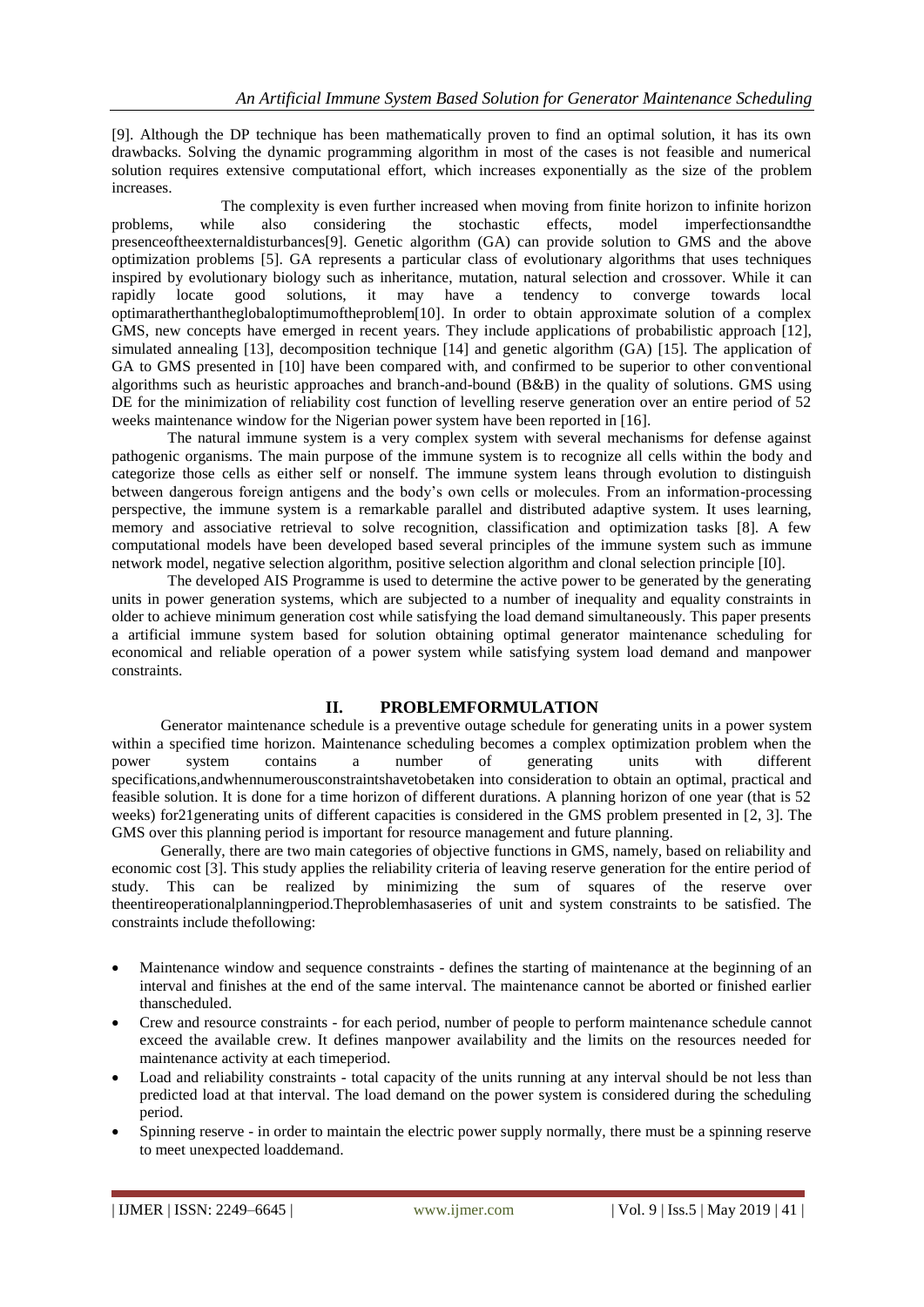[9]. Although the DP technique has been mathematically proven to find an optimal solution, it has its own drawbacks. Solving the dynamic programming algorithm in most of the cases is not feasible and numerical solution requires extensive computational effort, which increases exponentially as the size of the problem increases.

The complexity is even further increased when moving from finite horizon to infinite horizon problems, while also considering the stochastic effects, model imperfectionsandthe presenceoftheexternaldisturbances[9]. Genetic algorithm (GA) can provide solution to GMS and the above optimization problems [5]. GA represents a particular class of evolutionary algorithms that uses techniques inspired by evolutionary biology such as inheritance, mutation, natural selection and crossover. While it can rapidly locate good solutions, it may have a tendency to converge towards local optimaratherthantheglobaloptimumoftheproblem[10]. In order to obtain approximate solution of a complex GMS, new concepts have emerged in recent years. They include applications of probabilistic approach [12], simulated annealing [13], decomposition technique [14] and genetic algorithm (GA) [15]. The application of GA to GMS presented in [10] have been compared with, and confirmed to be superior to other conventional algorithms such as heuristic approaches and branch-and-bound (B&B) in the quality of solutions. GMS using DE for the minimization of reliability cost function of levelling reserve generation over an entire period of 52 weeks maintenance window for the Nigerian power system have been reported in [16].

The natural immune system is a very complex system with several mechanisms for defense against pathogenic organisms. The main purpose of the immune system is to recognize all cells within the body and categorize those cells as either self or nonself. The immune system leans through evolution to distinguish between dangerous foreign antigens and the body's own cells or molecules. From an information-processing perspective, the immune system is a remarkable parallel and distributed adaptive system. It uses learning, memory and associative retrieval to solve recognition, classification and optimization tasks [8]. A few computational models have been developed based several principles of the immune system such as immune network model, negative selection algorithm, positive selection algorithm and clonal selection principle [I0].

The developed AIS Programme is used to determine the active power to be generated by the generating units in power generation systems, which are subjected to a number of inequality and equality constraints in older to achieve minimum generation cost while satisfying the load demand simultaneously. This paper presents a artificial immune system based for solution obtaining optimal generator maintenance scheduling for economical and reliable operation of a power system while satisfying system load demand and manpower constraints.

## II. PROBLEMFORMULATION

Generator maintenance schedule is a preventive outage schedule for generating units in a power system within a specified time horizon. Maintenance scheduling becomes a complex optimization problem when the power system contains a number of generating units with different specifications,andwhennumerousconstraintshavetobetaken into consideration to obtain an optimal, practical and feasible solution. It is done for a time horizon of different durations. A planning horizon of one year (that is 52 weeks) for21generating units of different capacities is considered in the GMS problem presented in [2, 3]. The GMS over this planning period is important for resource management and future planning.

Generally, there are two main categories of objective functions in GMS, namely, based on reliability and economic cost [3]. This study applies the reliability criteria of leaving reserve generation for the entire period of study. This can be realized by minimizing the sum of squares of the reserve over theentireoperationalplanningperiod.Theproblemhasaseries of unit and system constraints to be satisfied. The constraints include thefollowing:

- Maintenance window and sequence constraints - defines the starting of maintenance at the beginning of an interval and finishes at the end of the same interval. The maintenance cannot be aborted or finished earlier thanscheduled.
- Crew and resource constraints - for each period, number of people to perform maintenance schedule cannot exceed the available crew. It defines manpower availability and the limits on the resources needed for maintenance activity at each timeperiod.
- Load and reliability constraints - total capacity of the units running at any interval should be not less than predicted load at that interval. The load demand on the power system is considered during the scheduling period.
- Spinning reserve - in order to maintain the electric power supply normally, there must be a spinning reserve to meet unexpected loaddemand.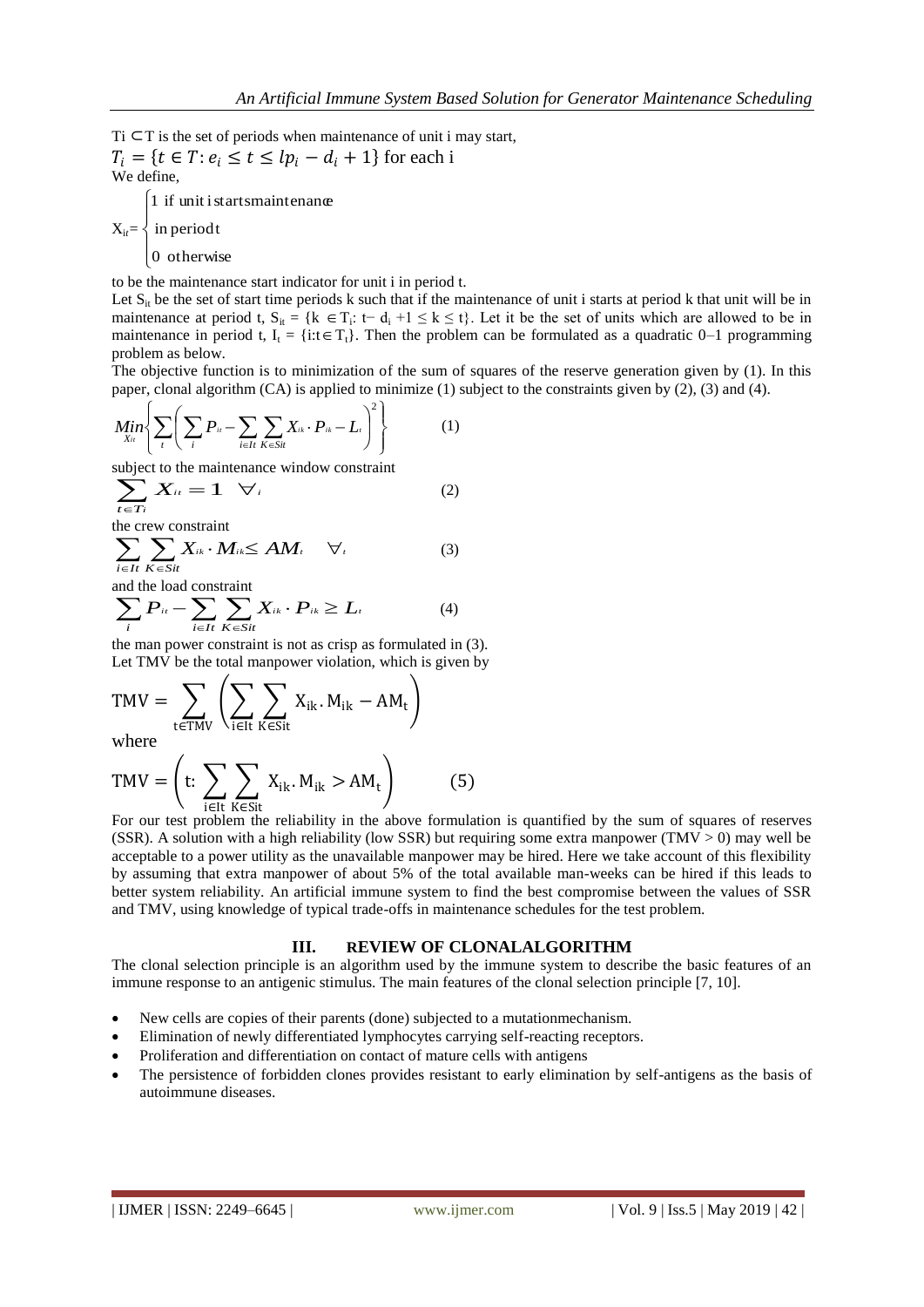$T_i \subset T$ is the set of periods when maintenance of unit i may start,

$T_i = \{t \in T: e_i \le t \le lp_i - d_i + 1\}$ for each i

We define,

$$X_{it} = \begin{cases} 1 \text{ if unit i starts maintenance} \\ \text{in period t} \\ 0 \text{ otherwise} \end{cases}$$

to be the maintenance start indicator for unit i in period t.

Let $S_{it}$ be the set of start time periods k such that if the maintenance of unit i starts at period k that unit will be in maintenance at period t, $S_{it} = \{k \in T_i: t - d_i + 1 \le k \le t\}$. Let it be the set of units which are allowed to be in maintenance in period t, $I_t = \{i: t \in T_i\}$. Then the problem can be formulated as a quadratic 0–1 programming problem as below.

The objective function is to minimization of the sum of squares of the reserve generation given by (1). In this paper, clonal algorithm (CA) is applied to minimize (1) subject to the constraints given by (2), (3) and (4).

$$\underset{X_{it}}{Min}\left\{\sum_{t}\left(\sum_{i} P_{it} - \sum_{i \in It}\sum_{K \in Sit} X_{ik} \cdot P_{ik} - L_t\right)^2\right\} \qquad (1)$$

subject to the maintenance window constraint

$$\sum_{t \in T_i} X_{it} = 1 \quad \forall_i \qquad (2)$$

the crew constraint

$$\sum_{i \in It}\sum_{K \in Sit} X_{ik} \cdot M_{ik} \le AM_t \quad \forall_t \qquad (3)$$

and the load constraint

$$\sum_{i} P_{it} - \sum_{i \in It}\sum_{K \in Sit} X_{ik} \cdot P_{ik} \ge L_t \qquad (4)$$

the man power constraint is not as crisp as formulated in (3).

Let TMV be the total manpower violation, which is given by

$$\text{TMV} = \sum_{t \in \text{TMV}}\left(\sum_{i \in It}\sum_{K \in Sit} X_{ik} . M_{ik} - AM_t\right)$$

where

$$\text{TMV} = \left(t: \sum_{i \in It}\sum_{K \in Sit} X_{ik} . M_{ik} > AM_t\right) \qquad (5)$$

For our test problem the reliability in the above formulation is quantified by the sum of squares of reserves (SSR). A solution with a high reliability (low SSR) but requiring some extra manpower (TMV > 0) may well be acceptable to a power utility as the unavailable manpower may be hired. Here we take account of this flexibility by assuming that extra manpower of about 5% of the total available man-weeks can be hired if this leads to better system reliability. An artificial immune system to find the best compromise between the values of SSR and TMV, using knowledge of typical trade-offs in maintenance schedules for the test problem.

## III. REVIEW OF CLONALALGORITHM

The clonal selection principle is an algorithm used by the immune system to describe the basic features of an immune response to an antigenic stimulus. The main features of the clonal selection principle [7, 10].

- New cells are copies of their parents (done) subjected to a mutationmechanism.
- Elimination of newly differentiated lymphocytes carrying self-reacting receptors.
- Proliferation and differentiation on contact of mature cells with antigens
- The persistence of forbidden clones provides resistant to early elimination by self-antigens as the basis of autoimmune diseases.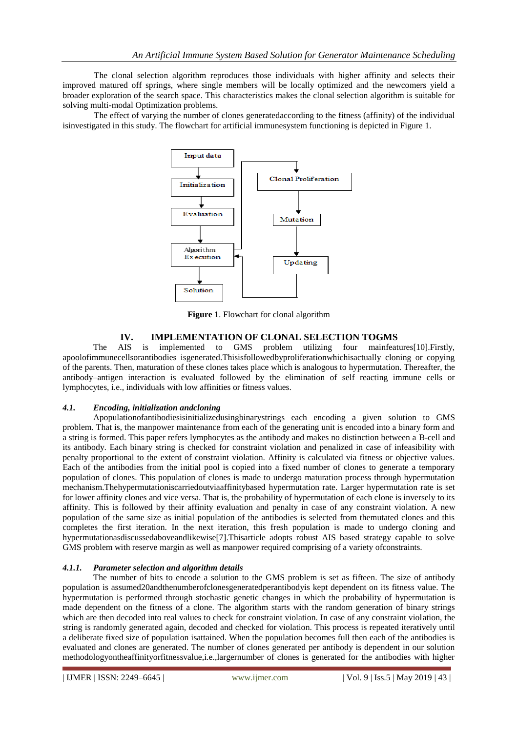The clonal selection algorithm reproduces those individuals with higher affinity and selects their improved matured off springs, where single members will be locally optimized and the newcomers yield a broader exploration of the search space. This characteristics makes the clonal selection algorithm is suitable for solving multi-modal Optimization problems.

The effect of varying the number of clones generatedaccording to the fitness (affinity) of the individual isinvestigated in this study. The flowchart for artificial immunesystem functioning is depicted in Figure 1.

**Figure 1**. Flowchart for clonal algorithm

## IV. IMPLEMENTATION OF CLONAL SELECTION TOGMS

The AIS is implemented to GMS problem utilizing four mainfeatures[10].Firstly, apoolofimmunecellsorantibodies isgenerated.Thisisfollowedbyproliferationwhichisactually cloning or copying of the parents. Then, maturation of these clones takes place which is analogous to hypermutation. Thereafter, the antibody–antigen interaction is evaluated followed by the elimination of self reacting immune cells or lymphocytes, i.e., individuals with low affinities or fitness values.

### *4.1. Encoding, initialization andcloning*

Apopulationofantibodiesisinitializedusingbinarystrings each encoding a given solution to GMS problem. That is, the manpower maintenance from each of the generating unit is encoded into a binary form and a string is formed. This paper refers lymphocytes as the antibody and makes no distinction between a B-cell and its antibody. Each binary string is checked for constraint violation and penalized in case of infeasibility with penalty proportional to the extent of constraint violation. Affinity is calculated via fitness or objective values. Each of the antibodies from the initial pool is copied into a fixed number of clones to generate a temporary population of clones. This population of clones is made to undergo maturation process through hypermutation mechanism.Thehypermutationiscarriedoutviaaffinitybased hypermutation rate. Larger hypermutation rate is set for lower affinity clones and vice versa. That is, the probability of hypermutation of each clone is inversely to its affinity. This is followed by their affinity evaluation and penalty in case of any constraint violation. A new population of the same size as initial population of the antibodies is selected from themutated clones and this completes the first iteration. In the next iteration, this fresh population is made to undergo cloning and hypermutationasdiscussedaboveandlikewise[7].Thisarticle adopts robust AIS based strategy capable to solve GMS problem with reserve margin as well as manpower required comprising of a variety ofconstraints.

#### *4.1.1. Parameter selection and algorithm details*

The number of bits to encode a solution to the GMS problem is set as fifteen. The size of antibody population is assumed20andthenumberofclonesgeneratedperantibodyis kept dependent on its fitness value. The hypermutation is performed through stochastic genetic changes in which the probability of hypermutation is made dependent on the fitness of a clone. The algorithm starts with the random generation of binary strings which are then decoded into real values to check for constraint violation. In case of any constraint violation, the string is randomly generated again, decoded and checked for violation. This process is repeated iteratively until a deliberate fixed size of population isattained. When the population becomes full then each of the antibodies is evaluated and clones are generated. The number of clones generated per antibody is dependent in our solution methodologyontheaffinityorfitnessvalue,i.e.,largernumber of clones is generated for the antibodies with higher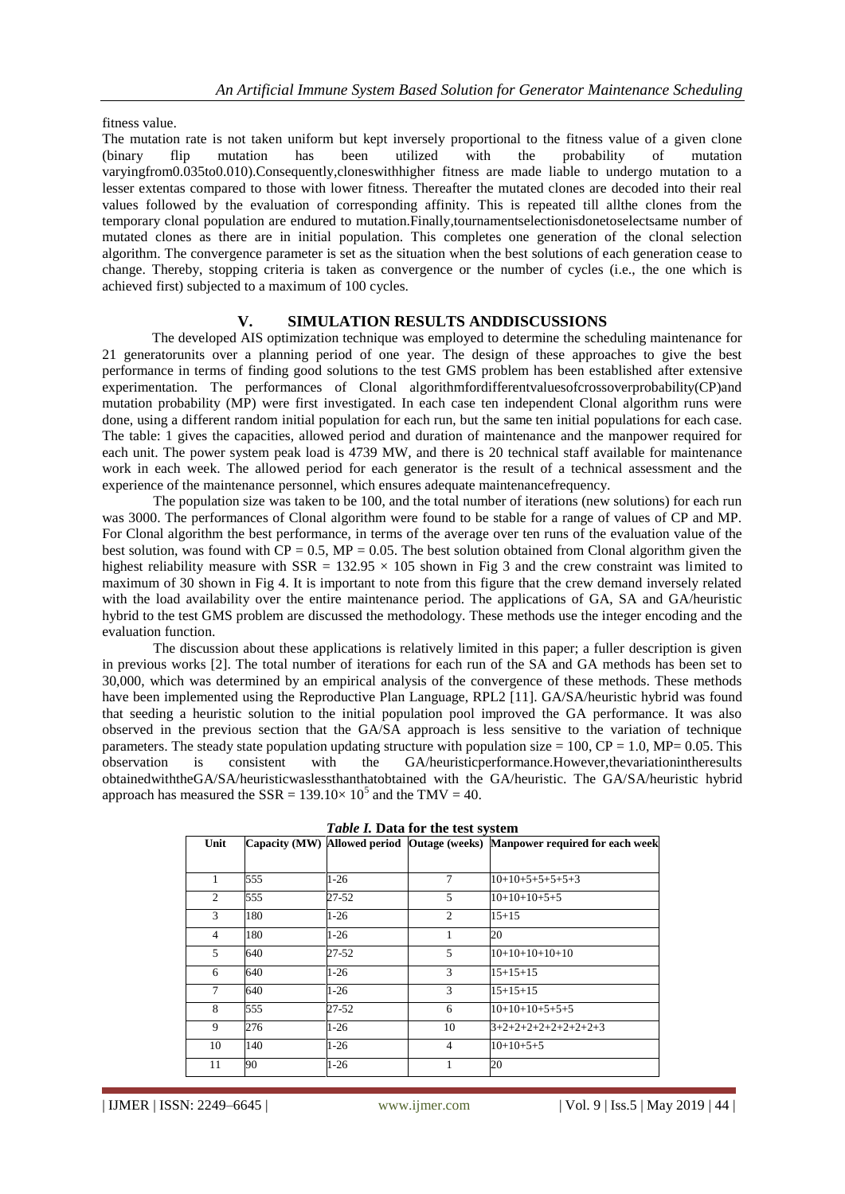fitness value.

The mutation rate is not taken uniform but kept inversely proportional to the fitness value of a given clone (binary flip mutation has been utilized with the probability of mutation varyingfrom0.035to0.010).Consequently,cloneswithhigher fitness are made liable to undergo mutation to a lesser extentas compared to those with lower fitness. Thereafter the mutated clones are decoded into their real values followed by the evaluation of corresponding affinity. This is repeated till allthe clones from the temporary clonal population are endured to mutation.Finally,tournamentselectionisdonetoselectsame number of mutated clones as there are in initial population. This completes one generation of the clonal selection algorithm. The convergence parameter is set as the situation when the best solutions of each generation cease to change. Thereby, stopping criteria is taken as convergence or the number of cycles (i.e., the one which is achieved first) subjected to a maximum of 100 cycles.

## V. SIMULATION RESULTS ANDDISCUSSIONS

The developed AIS optimization technique was employed to determine the scheduling maintenance for 21 generatorunits over a planning period of one year. The design of these approaches to give the best performance in terms of finding good solutions to the test GMS problem has been established after extensive experimentation. The performances of Clonal algorithmfordifferentvaluesofcrossoverprobability(CP)and mutation probability (MP) were first investigated. In each case ten independent Clonal algorithm runs were done, using a different random initial population for each run, but the same ten initial populations for each case. The table: 1 gives the capacities, allowed period and duration of maintenance and the manpower required for each unit. The power system peak load is 4739 MW, and there is 20 technical staff available for maintenance work in each week. The allowed period for each generator is the result of a technical assessment and the experience of the maintenance personnel, which ensures adequate maintenancefrequency.

The population size was taken to be 100, and the total number of iterations (new solutions) for each run was 3000. The performances of Clonal algorithm were found to be stable for a range of values of CP and MP. For Clonal algorithm the best performance, in terms of the average over ten runs of the evaluation value of the best solution, was found with CP = 0.5, MP = 0.05. The best solution obtained from Clonal algorithm given the highest reliability measure with SSR = 132.95 × 105 shown in Fig 3 and the crew constraint was limited to maximum of 30 shown in Fig 4. It is important to note from this figure that the crew demand inversely related with the load availability over the entire maintenance period. The applications of GA, SA and GA/heuristic hybrid to the test GMS problem are discussed the methodology. These methods use the integer encoding and the evaluation function.

The discussion about these applications is relatively limited in this paper; a fuller description is given in previous works [2]. The total number of iterations for each run of the SA and GA methods has been set to 30,000, which was determined by an empirical analysis of the convergence of these methods. These methods have been implemented using the Reproductive Plan Language, RPL2 [11]. GA/SA/heuristic hybrid was found that seeding a heuristic solution to the initial population pool improved the GA performance. It was also observed in the previous section that the GA/SA approach is less sensitive to the variation of technique parameters. The steady state population updating structure with population size = 100, CP = 1.0, MP= 0.05. This observation is consistent with the GA/heuristicperformance.However,thevariationintheresults obtainedwiththeGA/SA/heuristicwaslessthanthatobtained with the GA/heuristic. The GA/SA/heuristic hybrid approach has measured the SSR = $139.10\times 10^5$ and the TMV = 40.

***Table I.*** **Data for the test system**

| Unit | Capacity (MW) | Allowed period | Outage (weeks) | Manpower required for each week |
|---|---|---|---|---|
| 1 | 555 | 1-26 | 7 | 10+10+5+5+5+5+3 |
| 2 | 555 | 27-52 | 5 | 10+10+10+5+5 |
| 3 | 180 | 1-26 | 2 | 15+15 |
| 4 | 180 | 1-26 | 1 | 20 |
| 5 | 640 | 27-52 | 5 | 10+10+10+10+10 |
| 6 | 640 | 1-26 | 3 | 15+15+15 |
| 7 | 640 | 1-26 | 3 | 15+15+15 |
| 8 | 555 | 27-52 | 6 | 10+10+10+5+5+5 |
| 9 | 276 | 1-26 | 10 | 3+2+2+2+2+2+2+2+2+3 |
| 10 | 140 | 1-26 | 4 | 10+10+5+5 |
| 11 | 90 | 1-26 | 1 | 20 |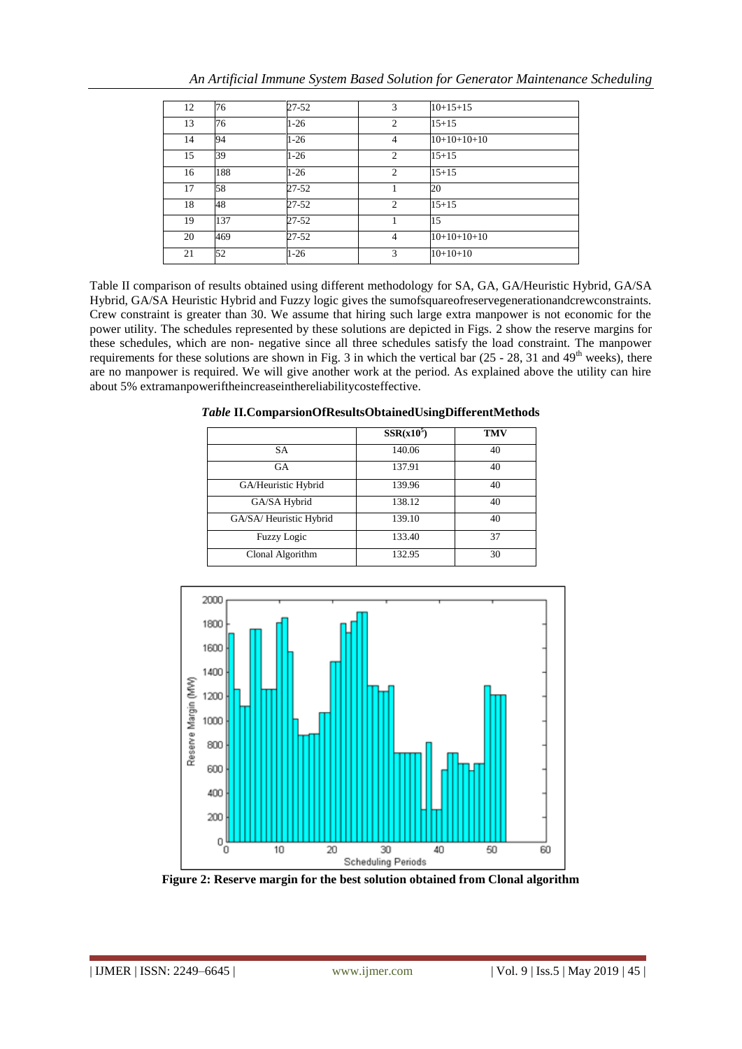| 12 | 76 | 27-52 | 3 | 10+15+15 |
|---|---|---|---|---|
| 13 | 76 | 1-26 | 2 | 15+15 |
| 14 | 94 | 1-26 | 4 | 10+10+10+10 |
| 15 | 39 | 1-26 | 2 | 15+15 |
| 16 | 188 | 1-26 | 2 | 15+15 |
| 17 | 58 | 27-52 | 1 | 20 |
| 18 | 48 | 27-52 | 2 | 15+15 |
| 19 | 137 | 27-52 | 1 | 15 |
| 20 | 469 | 27-52 | 4 | 10+10+10+10 |
| 21 | 52 | 1-26 | 3 | 10+10+10 |

Table II comparison of results obtained using different methodology for SA, GA, GA/Heuristic Hybrid, GA/SA Hybrid, GA/SA Heuristic Hybrid and Fuzzy logic gives the sumofsquareofreservegenerationandcrewconstraints. Crew constraint is greater than 30. We assume that hiring such large extra manpower is not economic for the power utility. The schedules represented by these solutions are depicted in Figs. 2 show the reserve margins for these schedules, which are non- negative since all three schedules satisfy the load constraint. The manpower requirements for these solutions are shown in Fig. 3 in which the vertical bar (25 - 28, 31 and 49th weeks), there are no manpower is required. We will give another work at the period. As explained above the utility can hire about 5% extramanpoweriftheincreaseinthereliabilitycosteffective.

***Table* II.ComparsionOfResultsObtainedUsingDifferentMethods**

| | SSR($x10^5$) | TMV |
|---|---|---|
| SA | 140.06 | 40 |
| GA | 137.91 | 40 |
| GA/Heuristic Hybrid | 139.96 | 40 |
| GA/SA Hybrid | 138.12 | 40 |
| GA/SA/ Heuristic Hybrid | 139.10 | 40 |
| Fuzzy Logic | 133.40 | 37 |
| Clonal Algorithm | 132.95 | 30 |

**Figure 2: Reserve margin for the best solution obtained from Clonal algorithm**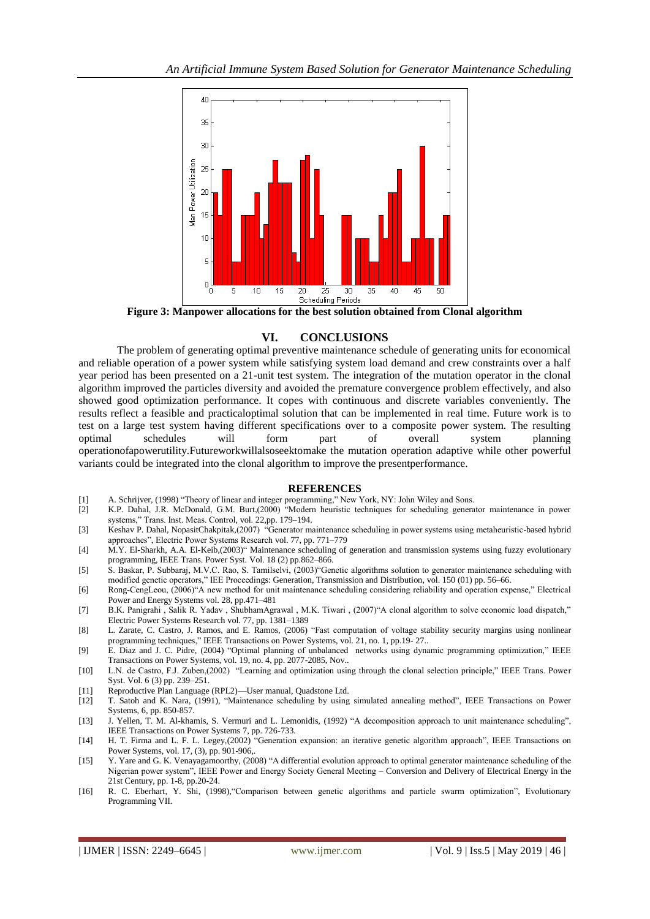40
35
30
25
20
15
10
5
0

0 5 10 15 20 25 30 35 40 45 50

Man Power Utilization

Scheduling Periods

**Figure 3: Manpower allocations for the best solution obtained from Clonal algorithm**

## VI. CONCLUSIONS

The problem of generating optimal preventive maintenance schedule of generating units for economical and reliable operation of a power system while satisfying system load demand and crew constraints over a half year period has been presented on a 21-unit test system. The integration of the mutation operator in the clonal algorithm improved the particles diversity and avoided the premature convergence problem effectively, and also showed good optimization performance. It copes with continuous and discrete variables conveniently. The results reflect a feasible and practicaloptimal solution that can be implemented in real time. Future work is to test on a large test system having different specifications over to a composite power system. The resulting optimal schedules will form part of overall system planning operationofapowerutility.Futureworkwillalsoseektomake the mutation operation adaptive while other powerful variants could be integrated into the clonal algorithm to improve the presentperformance.

## REFERENCES

[1] A. Schrijver, (1998) "Theory of linear and integer programming," New York, NY: John Wiley and Sons.

[2] K.P. Dahal, J.R. McDonald, G.M. Burt,(2000) "Modern heuristic techniques for scheduling generator maintenance in power systems," Trans. Inst. Meas. Control, vol. 22,pp. 179–194.

[3] Keshav P. Dahal, NopasitChakpitak,(2007) "Generator maintenance scheduling in power systems using metaheuristic-based hybrid approaches", Electric Power Systems Research vol. 77, pp. 771–779

[4] M.Y. El-Sharkh, A.A. El-Keib,(2003)" Maintenance scheduling of generation and transmission systems using fuzzy evolutionary programming, IEEE Trans. Power Syst. Vol. 18 (2) pp.862–866.

[5] S. Baskar, P. Subbaraj, M.V.C. Rao, S. Tamilselvi, (2003)"Genetic algorithms solution to generator maintenance scheduling with modified genetic operators," IEE Proceedings: Generation, Transmission and Distribution, vol. 150 (01) pp. 56–66.

[6] Rong-CengLeou, (2006)"A new method for unit maintenance scheduling considering reliability and operation expense," Electrical Power and Energy Systems vol. 28, pp.471–481

[7] B.K. Panigrahi , Salik R. Yadav , ShubhamAgrawal , M.K. Tiwari , (2007)"A clonal algorithm to solve economic load dispatch," Electric Power Systems Research vol. 77, pp. 1381–1389

[8] L. Zarate, C. Castro, J. Ramos, and E. Ramos, (2006) "Fast computation of voltage stability security margins using nonlinear programming techniques," IEEE Transactions on Power Systems, vol. 21, no. 1, pp.19- 27..

[9] E. Diaz and J. C. Pidre, (2004) "Optimal planning of unbalanced networks using dynamic programming optimization," IEEE Transactions on Power Systems, vol. 19, no. 4, pp. 2077-2085, Nov..

[10] L.N. de Castro, F.J. Zuben,(2002) "Learning and optimization using through the clonal selection principle," IEEE Trans. Power Syst. Vol. 6 (3) pp. 239–251.

[11] Reproductive Plan Language (RPL2)—User manual, Quadstone Ltd.

[12] T. Satoh and K. Nara, (1991), "Maintenance scheduling by using simulated annealing method", IEEE Transactions on Power Systems, 6, pp. 850-857.

[13] J. Yellen, T. M. Al-khamis, S. Vermuri and L. Lemonidis, (1992) "A decomposition approach to unit maintenance scheduling", IEEE Transactions on Power Systems 7, pp. 726-733.

[14] H. T. Firma and L. F. L. Legey,(2002) "Generation expansion: an iterative genetic algorithm approach", IEEE Transactions on Power Systems, vol. 17, (3), pp. 901-906,.

[15] Y. Yare and G. K. Venayagamoorthy, (2008) "A differential evolution approach to optimal generator maintenance scheduling of the Nigerian power system", IEEE Power and Energy Society General Meeting – Conversion and Delivery of Electrical Energy in the 21st Century, pp. 1-8, pp.20-24.

[16] R. C. Eberhart, Y. Shi, (1998),"Comparison between genetic algorithms and particle swarm optimization", Evolutionary Programming VII.